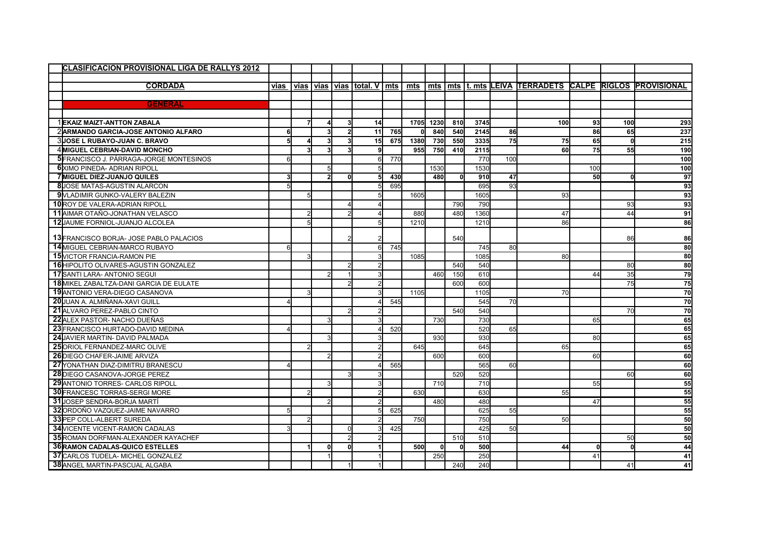**CLASIFICACION PROVISIONAL LIGA DE RALLYS 2012**

| | CORDADA | vias | vias | vias | vias | total. V | mts | mts | mts | mts | t. mts | LEIVA | TERRADETS | CALPE | RIGLOS | PROVISIONAL |
|---|---|---|---|---|---|---|---|---|---|---|---|---|---|---|---|---|
| | **GENERAL** | | | | | | | | | | | | | | | |
| 1 | **EKAIZ MAIZT-ANTTON ZABALA** | | 7 | 4 | 3 | 14 | | 1705 | 1230 | 810 | 3745 | | 100 | 93 | 100 | 293 |
| 2 | **ARMANDO GARCIA-JOSE ANTONIO ALFARO** | 6 | | 3 | 2 | 11 | 765 | 0 | 840 | 540 | 2145 | 86 | | 86 | 65 | 237 |
| 3 | **JOSE L RUBAYO-JUAN C. BRAVO** | 5 | 4 | 3 | 3 | 15 | 675 | 1380 | 730 | 550 | 3335 | 75 | 75 | 65 | 0 | 215 |
| 4 | **MIGUEL CEBRIAN-DAVID MONCHO** | | 3 | 3 | 3 | 9 | | 955 | 750 | 410 | 2115 | | 60 | 75 | 55 | 190 |
| 5 | FRANCISCO J. PÁRRAGA-JORGE MONTESINOS | 6 | | | | 6 | 770 | | | | 770 | 100 | | | | 100 |
| 6 | XIMO PINEDA- ADRIAN RIPOLL | | | 5 | | 5 | | | 1530 | | 1530 | | | 100 | | 100 |
| 7 | **MIGUEL DIEZ-JUANJO QUILES** | 3 | | 2 | 0 | 5 | 430 | | 480 | 0 | 910 | 47 | | 50 | 0 | 97 |
| 8 | JOSE MATAS-AGUSTIN ALARCON | 5 | | | | 5 | 695 | | | | 695 | 93 | | | | 93 |
| 9 | VLADIMIR GUNKO-VALERY BALEZIN | | 5 | | | 5 | | 1605 | | | 1605 | | 93 | | | 93 |
| 10 | ROY DE VALERA-ADRIAN RIPOLL | | | | 4 | 4 | | | | 790 | 790 | | | | 93 | 93 |
| 11 | AIMAR OTAÑO-JONATHAN VELASCO | | 2 | | 2 | 4 | | 880 | | 480 | 1360 | | 47 | | 44 | 91 |
| 12 | JAUME FORNIOL-JUANJO ALCOLEA | | 5 | | | 5 | | 1210 | | | 1210 | | 86 | | | 86 |
| 13 | FRANCISCO BORJA- JOSE PABLO PALACIOS | | | | 2 | 2 | | | | 540 | | | | | 86 | 86 |
| 14 | MIGUEL CEBRIAN-MARCO RUBAYO | 6 | | | | 6 | 745 | | | | 745 | 80 | | | | 80 |
| 15 | VICTOR FRANCIA-RAMON PIE | | 3 | | | 3 | | 1085 | | | 1085 | | 80 | | | 80 |
| 16 | HIPOLITO OLIVARES-AGUSTIN GONZALEZ | | | | 2 | 2 | | | | 540 | 540 | | | | 80 | 80 |
| 17 | SANTI LARA- ANTONIO SEGUI | | | 2 | 1 | 3 | | | 460 | 150 | 610 | | | 44 | 35 | 79 |
| 18 | MIKEL ZABALTZA-DANI GARCIA DE EULATE | | | | 2 | 2 | | | | 600 | 600 | | | | 75 | 75 |
| 19 | ANTONIO VERA-DIEGO CASANOVA | | 3 | | | 3 | | 1105 | | | 1105 | | 70 | | | 70 |
| 20 | JUAN A. ALMIÑANA-XAVI GUILL | 4 | | | | 4 | 545 | | | | 545 | 70 | | | | 70 |
| 21 | ALVARO PEREZ-PABLO CINTO | | | | 2 | 2 | | | | 540 | 540 | | | | 70 | 70 |
| 22 | ALEX PASTOR- NACHO DUEÑAS | | | 3 | | 3 | | | 730 | | 730 | | | 65 | | 65 |
| 23 | FRANCISCO HURTADO-DAVID MEDINA | 4 | | | | 4 | 520 | | | | 520 | 65 | | | | 65 |
| 24 | JAVIER MARTIN- DAVID PALMADA | | | 3 | | 3 | | | 930 | | 930 | | | 80 | | 65 |
| 25 | ORIOL FERNANDEZ-MARC OLIVE | | 2 | | | 2 | | 645 | | | 645 | | 65 | | | 65 |
| 26 | DIEGO CHAFER-JAIME ARVIZA | | | 2 | | 2 | | | 600 | | 600 | | | 60 | | 60 |
| 27 | YONATHAN DIAZ-DIMITRU BRANESCU | 4 | | | | 4 | 565 | | | | 565 | 60 | | | | 60 |
| 28 | DIEGO CASANOVA-JORGE PEREZ | | | | 3 | 3 | | | | 520 | 520 | | | | 60 | 60 |
| 29 | ANTONIO TORRES- CARLOS RIPOLL | | | 3 | | 3 | | | 710 | | 710 | | | 55 | | 55 |
| 30 | FRANCESC TORRAS-SERGI MORE | | 2 | | | 2 | | 630 | | | 630 | | 55 | | | 55 |
| 31 | JOSEP SENDRA-BORJA MARTÍ | | | 2 | | 2 | | | 480 | | 480 | | | 47 | | 55 |
| 32 | ORDOÑO VAZQUEZ-JAIME NAVARRO | 5 | | | | 5 | 625 | | | | 625 | 55 | | | | 55 |
| 33 | PEP COLL-ALBERT SUREDA | | 2 | | | 2 | | 750 | | | 750 | | 50 | | | 50 |
| 34 | VICENTE VICENT-RAMON CADALAS | 3 | | | 0 | 3 | 425 | | | | 425 | 50 | | | | 50 |
| 35 | ROMAN DORFMAN-ALEXANDER KAYACHEF | | | | 2 | 2 | | | | 510 | 510 | | | | 50 | 50 |
| 36 | **RAMON CADALAS-QUICO ESTELLES** | | 1 | 0 | 0 | 1 | | 500 | 0 | 0 | 500 | | 44 | 0 | 0 | 44 |
| 37 | CARLOS TUDELA- MICHEL GONZALEZ | | | 1 | | 1 | | | 250 | | 250 | | | 41 | | 41 |
| 38 | ANGEL MARTIN-PASCUAL ALGABA | | | | 1 | 1 | | | | 240 | 240 | | | | 41 | 41 |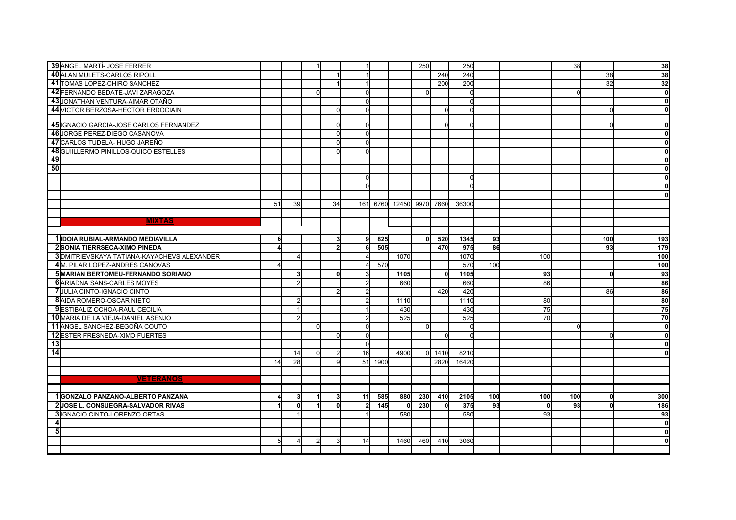| | | | | | | | | | | | | | | | | |
|---|---|---|---|---|---|---|---|---|---|---|---|---|---|---|---|---|
| 39 | ANGEL MARTÍ- JOSE FERRER | | | 1 | | 1 | | | 250 | | 250 | | | 38 | | 38 |
| 40 | ALAN MULETS-CARLOS RIPOLL | | | | 1 | 1 | | | | 240 | 240 | | | | 38 | 38 |
| 41 | TOMAS LOPEZ-CHIRO SANCHEZ | | | | 1 | 1 | | | | 200 | 200 | | | | 32 | 32 |
| 42 | FERNANDO BEDATE-JAVI ZARAGOZA | | | 0 | | 0 | | | 0 | | 0 | | | 0 | | 0 |
| 43 | JONATHAN VENTURA-AIMAR OTAÑO | | | | | 0 | | | | | 0 | | | | | 0 |
| 44 | VICTOR BERZOSA-HECTOR ERDOCIAIN | | | | 0 | 0 | | | | 0 | 0 | | | | 0 | 0 |
| 45 | IGNACIO GARCIA-JOSE CARLOS FERNANDEZ | | | | 0 | 0 | | | | 0 | 0 | | | | 0 | 0 |
| 46 | JORGE PEREZ-DIEGO CASANOVA | | | | 0 | 0 | | | | | | | | | | 0 |
| 47 | CARLOS TUDELA- HUGO JAREÑO | | | | 0 | 0 | | | | | | | | | | 0 |
| 48 | GUIILLERMO PINILLOS-QUICO ESTELLES | | | | 0 | 0 | | | | | | | | | | 0 |
| 49 | | | | | | | | | | | | | | | | 0 |
| 50 | | | | | | | | | | | | | | | | 0 |
| | | | | | | 0 | | | | | 0 | | | | | 0 |
| | | | | | | 0 | | | | | 0 | | | | | 0 |
| | | | | | | | | | | | | | | | | 0 |
| | | 51 | 39 | | 34 | 161 | 6760 | 12450 | 9970 | 7660 | 36300 | | | | | |
| | **MIXTAS** | | | | | | | | | | | | | | | |
| 1 | **IDOIA RUBIAL-ARMANDO MEDIAVILLA** | **6** | | | **3** | **9** | **825** | | **0** | **520** | **1345** | **93** | | | **100** | **193** |
| 2 | **SONIA TIERRSECA-XIMO PINEDA** | **4** | | | **2** | **6** | **505** | | | **470** | **975** | **86** | | | **93** | **179** |
| 3 | DMITRIEVSKAYA TATIANA-KAYACHEVS ALEXANDER | | 4 | | | 4 | | 1070 | | | 1070 | | 100 | | | 100 |
| 4 | M. PILAR LOPEZ-ANDRES CANOVAS | 4 | | | | 4 | 570 | | | | 570 | 100 | | | | 100 |
| 5 | **MARIAN BERTOMEU-FERNANDO SORIANO** | | **3** | | **0** | **3** | | **1105** | | **0** | **1105** | | **93** | | **0** | **93** |
| 6 | ARIADNA SANS-CARLES MOYES | | 2 | | | 2 | | 660 | | | 660 | | 86 | | | 86 |
| 7 | JULIA CINTO-IGNACIO CINTO | | | | 2 | 2 | | | | 420 | 420 | | | | 86 | 86 |
| 8 | AIDA ROMERO-OSCAR NIETO | | 2 | | | 2 | | 1110 | | | 1110 | | 80 | | | 80 |
| 9 | ESTIBALIZ OCHOA-RAUL CECILIA | | 1 | | | 1 | | 430 | | | 430 | | 75 | | | 75 |
| 10 | MARIA DE LA VIEJA-DANIEL ASENJO | | 2 | | | 2 | | 525 | | | 525 | | 70 | | | 70 |
| 11 | ANGEL SANCHEZ-BEGOÑA COUTO | | | 0 | | 0 | | | 0 | | 0 | | | 0 | | 0 |
| 12 | ESTER FRESNEDA-XIMO FUERTES | | | | 0 | 0 | | | | 0 | 0 | | | | 0 | 0 |
| 13 | | | | | | 0 | | | | | | | | | | 0 |
| 14 | | | 14 | 0 | 2 | 16 | | 4900 | 0 | 1410 | 8210 | | | | | 0 |
| | | 14 | 28 | | 9 | 51 | 1900 | | | 2820 | 16420 | | | | | |
| | **VETERANOS** | | | | | | | | | | | | | | | |
| 1 | **GONZALO PANZANO-ALBERTO PANZANA** | **4** | **3** | **1** | **3** | **11** | **585** | **880** | **230** | **410** | **2105** | **100** | **100** | **100** | **0** | **300** |
| 2 | **JOSE L. CONSUEGRA-SALVADOR RIVAS** | **1** | **0** | **1** | **0** | **2** | **145** | **0** | **230** | **0** | **375** | **93** | **0** | **93** | **0** | **186** |
| 3 | IGNACIO CINTO-LORENZO ORTAS | | 1 | | | 1 | | 580 | | | 580 | | 93 | | | 93 |
| 4 | | | | | | | | | | | | | | | | 0 |
| 5 | | | | | | | | | | | | | | | | 0 |
| | | 5 | 4 | 2 | 3 | 14 | | 1460 | 460 | 410 | 3060 | | | | | 0 |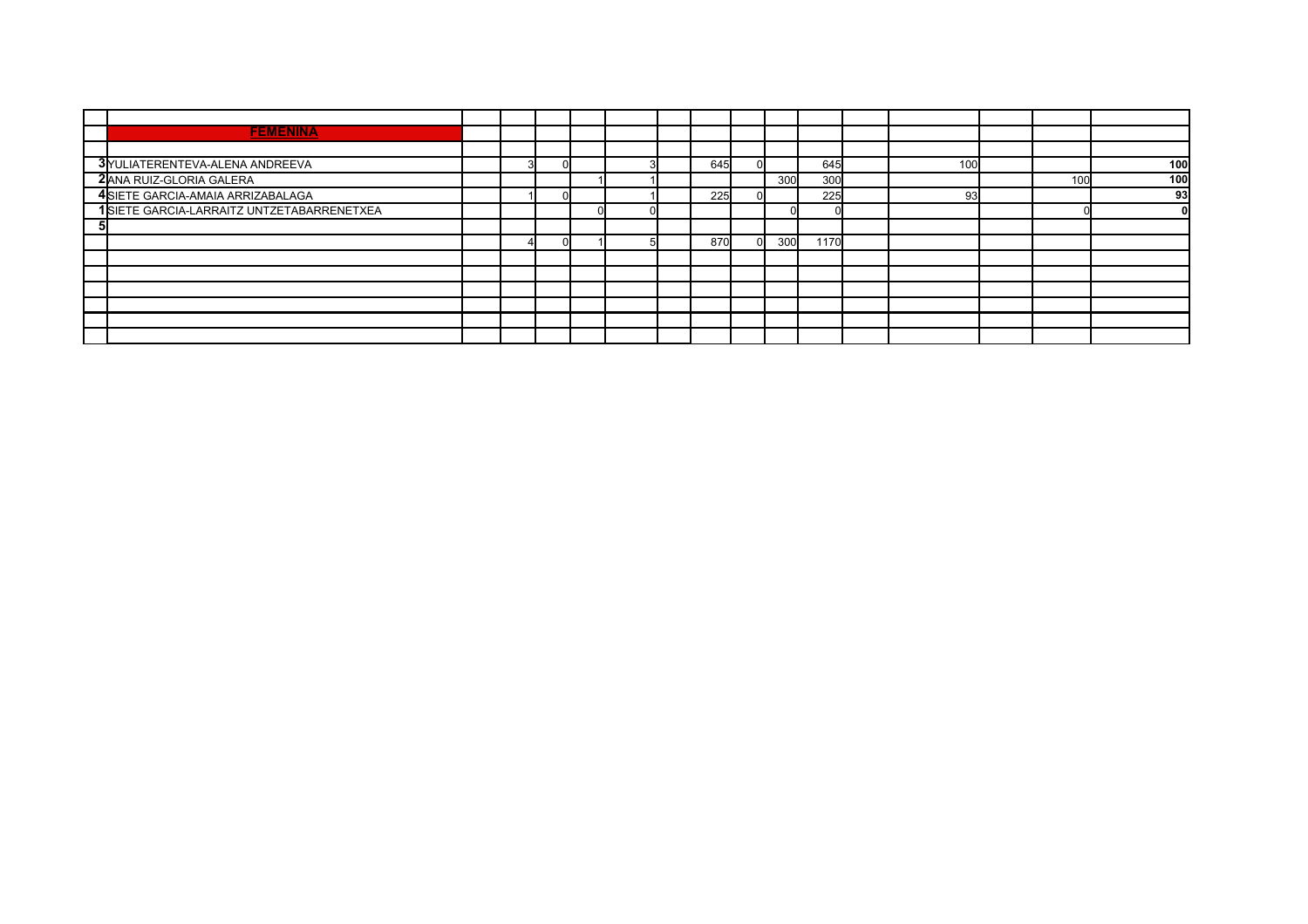| | | | | | | | | | | | | | | | | |
|---|---|---|---|---|---|---|---|---|---|---|---|---|---|---|---|---|
| | **FEMENINA** | | | | | | | | | | | | | | | |
| **3** | YULIATERENTEVA-ALENA ANDREEVA | | 3 | 0 | | 3 | | 645 | 0 | | 645 | | 100 | | | **100** |
| **2** | ANA RUIZ-GLORIA GALERA | | | | 1 | 1 | | | | 300 | 300 | | | | 100 | **100** |
| **4** | SIETE GARCIA-AMAIA ARRIZABALAGA | | 1 | 0 | | 1 | | 225 | 0 | | 225 | | 93 | | | **93** |
| **1** | SIETE GARCIA-LARRAITZ UNTZETABARRENETXEA | | | | 0 | 0 | | | | 0 | 0 | | | | 0 | **0** |
| **5** | | | | | | | | | | | | | | | | |
| | | | 4 | 0 | 1 | 5 | | 870 | 0 | 300 | 1170 | | | | | |